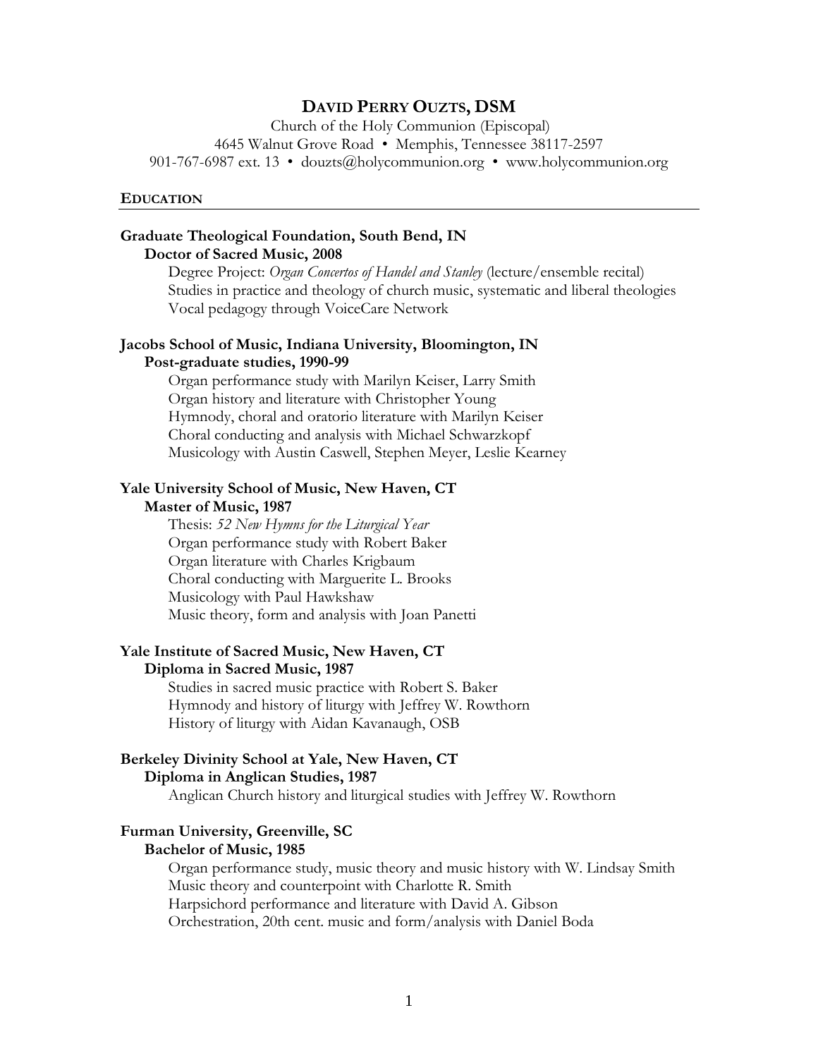# DAVID PERRY OUZTS, DSM

Church of the Holy Communion (Episcopal)
4645 Walnut Grove Road • Memphis, Tennessee 38117-2597
901-767-6987 ext. 13 • douzts@holycommunion.org • www.holycommunion.org

## EDUCATION

**Graduate Theological Foundation, South Bend, IN**
**Doctor of Sacred Music, 2008**

Degree Project: *Organ Concertos of Handel and Stanley* (lecture/ensemble recital)
Studies in practice and theology of church music, systematic and liberal theologies
Vocal pedagogy through VoiceCare Network

**Jacobs School of Music, Indiana University, Bloomington, IN**
**Post-graduate studies, 1990-99**

Organ performance study with Marilyn Keiser, Larry Smith
Organ history and literature with Christopher Young
Hymnody, choral and oratorio literature with Marilyn Keiser
Choral conducting and analysis with Michael Schwarzkopf
Musicology with Austin Caswell, Stephen Meyer, Leslie Kearney

**Yale University School of Music, New Haven, CT**
**Master of Music, 1987**

Thesis: *52 New Hymns for the Liturgical Year*
Organ performance study with Robert Baker
Organ literature with Charles Krigbaum
Choral conducting with Marguerite L. Brooks
Musicology with Paul Hawkshaw
Music theory, form and analysis with Joan Panetti

**Yale Institute of Sacred Music, New Haven, CT**
**Diploma in Sacred Music, 1987**

Studies in sacred music practice with Robert S. Baker
Hymnody and history of liturgy with Jeffrey W. Rowthorn
History of liturgy with Aidan Kavanaugh, OSB

**Berkeley Divinity School at Yale, New Haven, CT**
**Diploma in Anglican Studies, 1987**

Anglican Church history and liturgical studies with Jeffrey W. Rowthorn

**Furman University, Greenville, SC**
**Bachelor of Music, 1985**

Organ performance study, music theory and music history with W. Lindsay Smith
Music theory and counterpoint with Charlotte R. Smith
Harpsichord performance and literature with David A. Gibson
Orchestration, 20th cent. music and form/analysis with Daniel Boda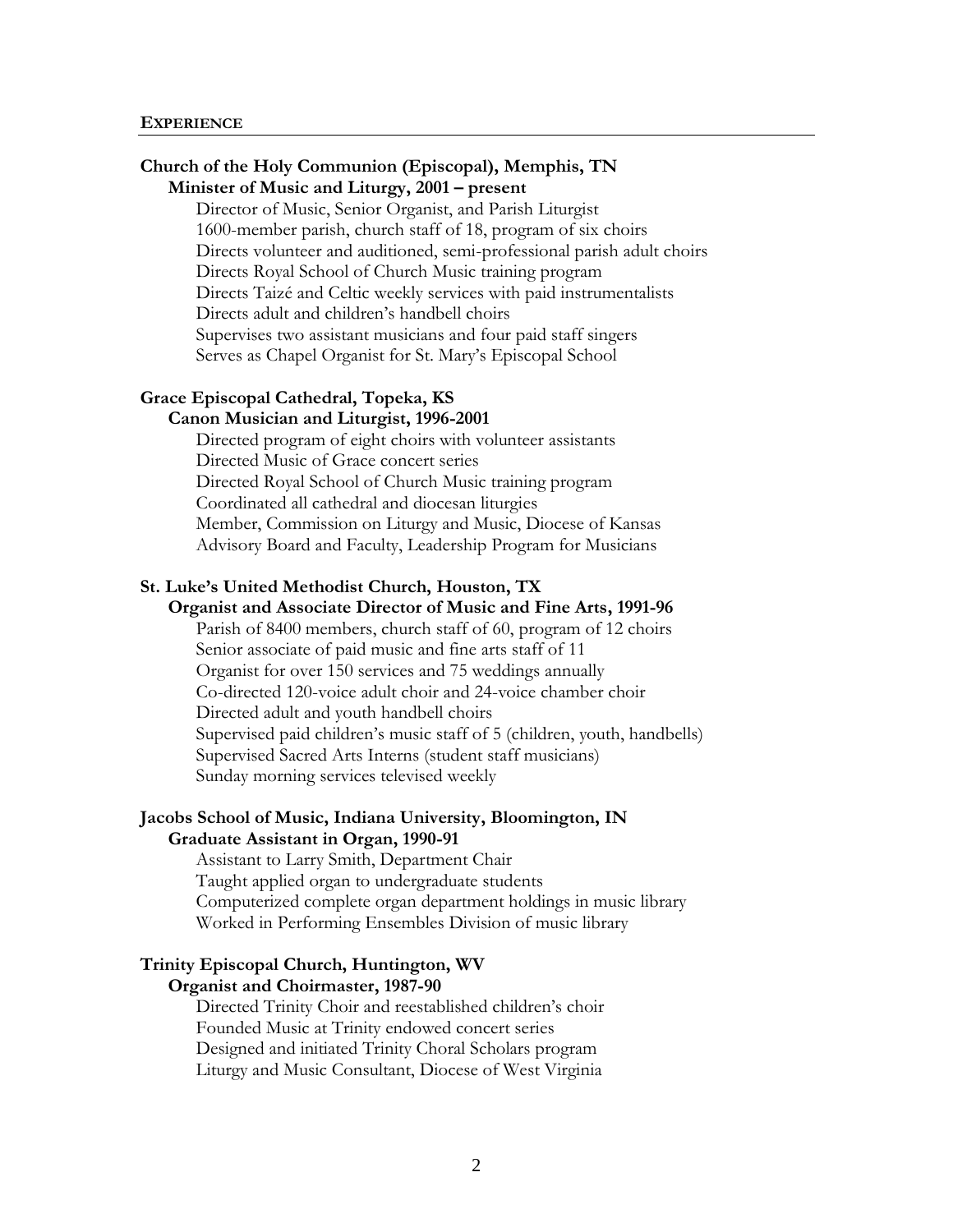## EXPERIENCE

**Church of the Holy Communion (Episcopal), Memphis, TN**
**Minister of Music and Liturgy, 2001 – present**

Director of Music, Senior Organist, and Parish Liturgist
1600-member parish, church staff of 18, program of six choirs
Directs volunteer and auditioned, semi-professional parish adult choirs
Directs Royal School of Church Music training program
Directs Taizé and Celtic weekly services with paid instrumentalists
Directs adult and children's handbell choirs
Supervises two assistant musicians and four paid staff singers
Serves as Chapel Organist for St. Mary's Episcopal School

**Grace Episcopal Cathedral, Topeka, KS**
**Canon Musician and Liturgist, 1996-2001**

Directed program of eight choirs with volunteer assistants
Directed Music of Grace concert series
Directed Royal School of Church Music training program
Coordinated all cathedral and diocesan liturgies
Member, Commission on Liturgy and Music, Diocese of Kansas
Advisory Board and Faculty, Leadership Program for Musicians

**St. Luke's United Methodist Church, Houston, TX**
**Organist and Associate Director of Music and Fine Arts, 1991-96**

Parish of 8400 members, church staff of 60, program of 12 choirs
Senior associate of paid music and fine arts staff of 11
Organist for over 150 services and 75 weddings annually
Co-directed 120-voice adult choir and 24-voice chamber choir
Directed adult and youth handbell choirs
Supervised paid children's music staff of 5 (children, youth, handbells)
Supervised Sacred Arts Interns (student staff musicians)
Sunday morning services televised weekly

**Jacobs School of Music, Indiana University, Bloomington, IN**
**Graduate Assistant in Organ, 1990-91**

Assistant to Larry Smith, Department Chair
Taught applied organ to undergraduate students
Computerized complete organ department holdings in music library
Worked in Performing Ensembles Division of music library

**Trinity Episcopal Church, Huntington, WV**
**Organist and Choirmaster, 1987-90**

Directed Trinity Choir and reestablished children's choir
Founded Music at Trinity endowed concert series
Designed and initiated Trinity Choral Scholars program
Liturgy and Music Consultant, Diocese of West Virginia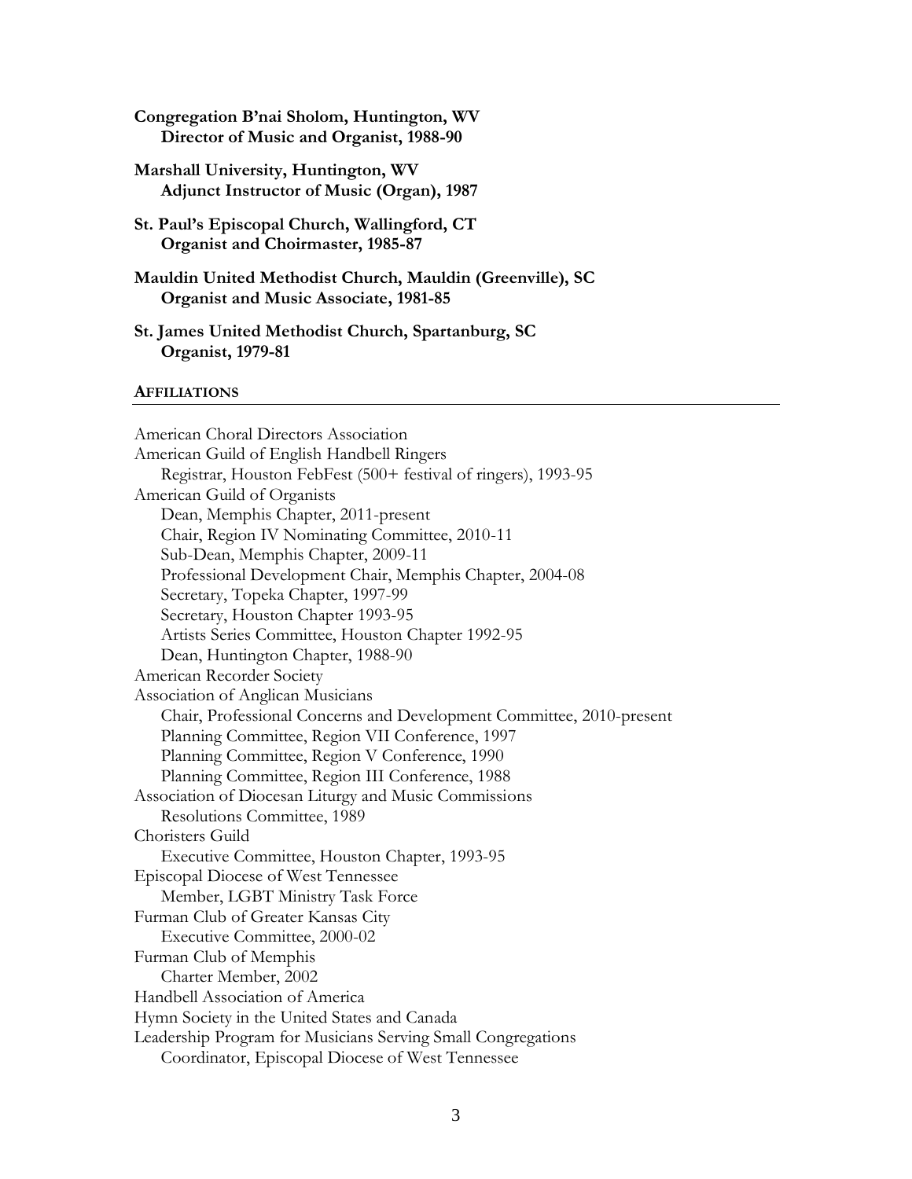**Congregation B'nai Sholom, Huntington, WV**
**Director of Music and Organist, 1988-90**

**Marshall University, Huntington, WV**
**Adjunct Instructor of Music (Organ), 1987**

**St. Paul's Episcopal Church, Wallingford, CT**
**Organist and Choirmaster, 1985-87**

**Mauldin United Methodist Church, Mauldin (Greenville), SC**
**Organist and Music Associate, 1981-85**

**St. James United Methodist Church, Spartanburg, SC**
**Organist, 1979-81**

## AFFILIATIONS

American Choral Directors Association
American Guild of English Handbell Ringers
- Registrar, Houston FebFest (500+ festival of ringers), 1993-95

American Guild of Organists
- Dean, Memphis Chapter, 2011-present
- Chair, Region IV Nominating Committee, 2010-11
- Sub-Dean, Memphis Chapter, 2009-11
- Professional Development Chair, Memphis Chapter, 2004-08
- Secretary, Topeka Chapter, 1997-99
- Secretary, Houston Chapter 1993-95
- Artists Series Committee, Houston Chapter 1992-95
- Dean, Huntington Chapter, 1988-90

American Recorder Society
Association of Anglican Musicians
- Chair, Professional Concerns and Development Committee, 2010-present
- Planning Committee, Region VII Conference, 1997
- Planning Committee, Region V Conference, 1990
- Planning Committee, Region III Conference, 1988

Association of Diocesan Liturgy and Music Commissions
- Resolutions Committee, 1989

Choristers Guild
- Executive Committee, Houston Chapter, 1993-95

Episcopal Diocese of West Tennessee
- Member, LGBT Ministry Task Force

Furman Club of Greater Kansas City
- Executive Committee, 2000-02

Furman Club of Memphis
- Charter Member, 2002

Handbell Association of America
Hymn Society in the United States and Canada
Leadership Program for Musicians Serving Small Congregations
- Coordinator, Episcopal Diocese of West Tennessee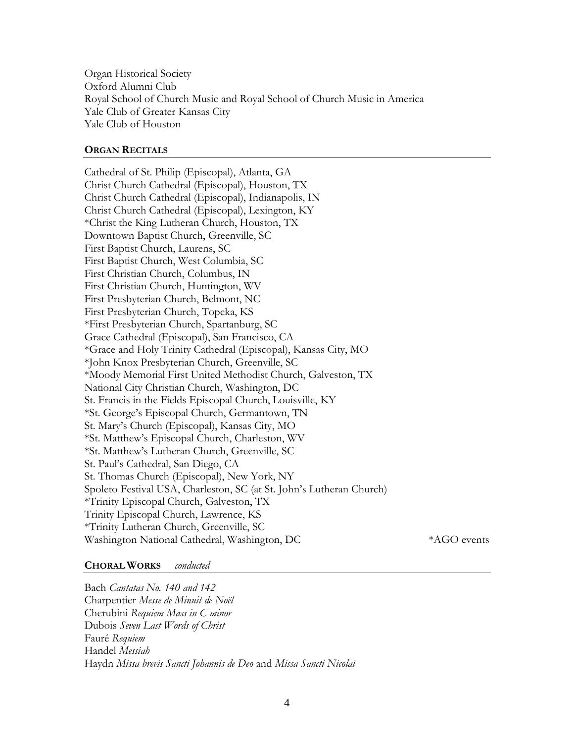Organ Historical Society
Oxford Alumni Club
Royal School of Church Music and Royal School of Church Music in America
Yale Club of Greater Kansas City
Yale Club of Houston

## **ORGAN RECITALS**

Cathedral of St. Philip (Episcopal), Atlanta, GA
Christ Church Cathedral (Episcopal), Houston, TX
Christ Church Cathedral (Episcopal), Indianapolis, IN
Christ Church Cathedral (Episcopal), Lexington, KY
*Christ the King Lutheran Church, Houston, TX
Downtown Baptist Church, Greenville, SC
First Baptist Church, Laurens, SC
First Baptist Church, West Columbia, SC
First Christian Church, Columbus, IN
First Christian Church, Huntington, WV
First Presbyterian Church, Belmont, NC
First Presbyterian Church, Topeka, KS
*First Presbyterian Church, Spartanburg, SC
Grace Cathedral (Episcopal), San Francisco, CA
*Grace and Holy Trinity Cathedral (Episcopal), Kansas City, MO
*John Knox Presbyterian Church, Greenville, SC
*Moody Memorial First United Methodist Church, Galveston, TX
National City Christian Church, Washington, DC
St. Francis in the Fields Episcopal Church, Louisville, KY
*St. George's Episcopal Church, Germantown, TN
St. Mary's Church (Episcopal), Kansas City, MO
*St. Matthew's Episcopal Church, Charleston, WV
*St. Matthew's Lutheran Church, Greenville, SC
St. Paul's Cathedral, San Diego, CA
St. Thomas Church (Episcopal), New York, NY
Spoleto Festival USA, Charleston, SC (at St. John's Lutheran Church)
*Trinity Episcopal Church, Galveston, TX
Trinity Episcopal Church, Lawrence, KS
*Trinity Lutheran Church, Greenville, SC
Washington National Cathedral, Washington, DC

*AGO events

## **CHORAL WORKS** *conducted*

Bach *Cantatas No. 140 and 142*
Charpentier *Messe de Minuit de Noël*
Cherubini *Requiem Mass in C minor*
Dubois *Seven Last Words of Christ*
Fauré *Requiem*
Handel *Messiah*
Haydn *Missa brevis Sancti Johannis de Deo* and *Missa Sancti Nicolai*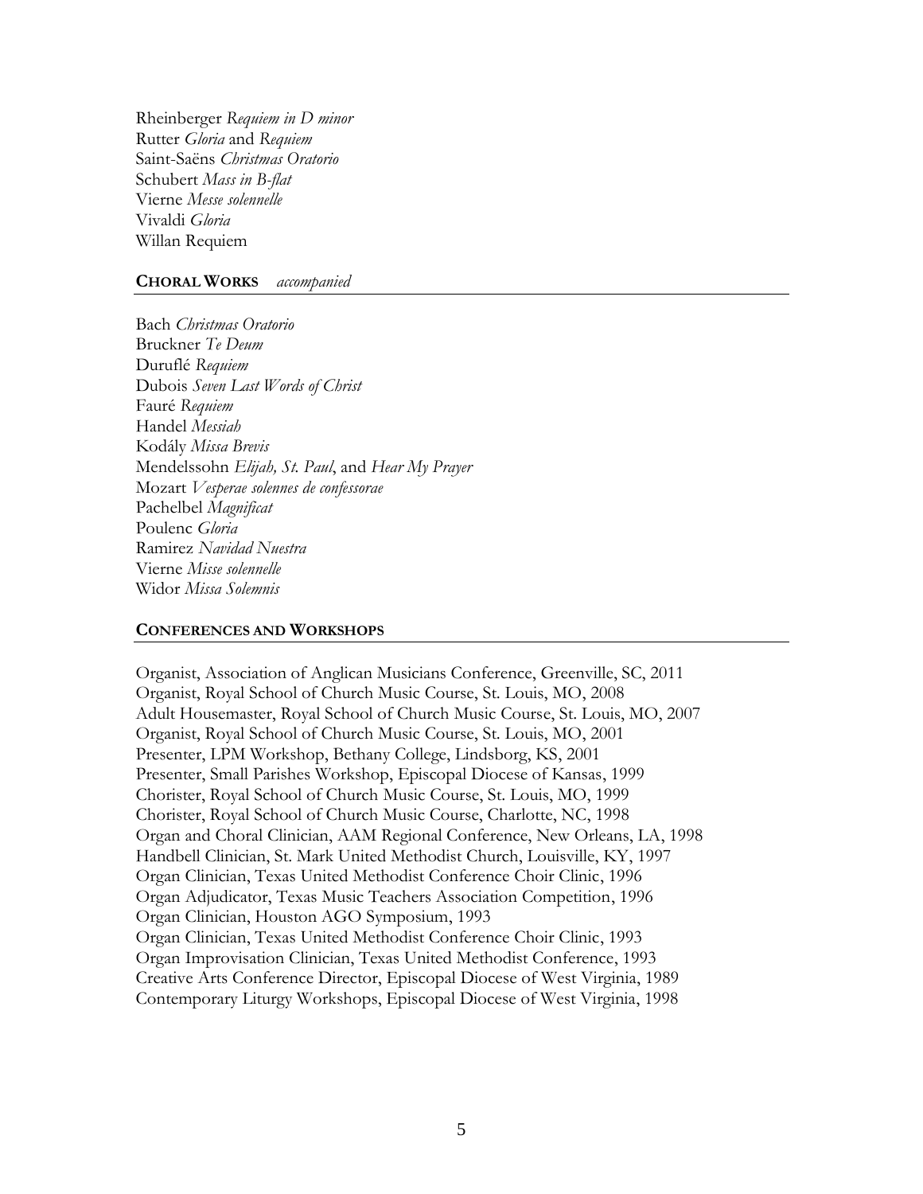Rheinberger *Requiem in D minor*
Rutter *Gloria* and *Requiem*
Saint-Saëns *Christmas Oratorio*
Schubert *Mass in B-flat*
Vierne *Messe solennelle*
Vivaldi *Gloria*
Willan Requiem

## **CHORAL WORKS** *accompanied*

Bach *Christmas Oratorio*
Bruckner *Te Deum*
Duruflé *Requiem*
Dubois *Seven Last Words of Christ*
Fauré *Requiem*
Handel *Messiah*
Kodály *Missa Brevis*
Mendelssohn *Elijah, St. Paul*, and *Hear My Prayer*
Mozart *Vesperae solennes de confessorae*
Pachelbel *Magnificat*
Poulenc *Gloria*
Ramirez *Navidad Nuestra*
Vierne *Misse solennelle*
Widor *Missa Solemnis*

## **CONFERENCES AND WORKSHOPS**

Organist, Association of Anglican Musicians Conference, Greenville, SC, 2011
Organist, Royal School of Church Music Course, St. Louis, MO, 2008
Adult Housemaster, Royal School of Church Music Course, St. Louis, MO, 2007
Organist, Royal School of Church Music Course, St. Louis, MO, 2001
Presenter, LPM Workshop, Bethany College, Lindsborg, KS, 2001
Presenter, Small Parishes Workshop, Episcopal Diocese of Kansas, 1999
Chorister, Royal School of Church Music Course, St. Louis, MO, 1999
Chorister, Royal School of Church Music Course, Charlotte, NC, 1998
Organ and Choral Clinician, AAM Regional Conference, New Orleans, LA, 1998
Handbell Clinician, St. Mark United Methodist Church, Louisville, KY, 1997
Organ Clinician, Texas United Methodist Conference Choir Clinic, 1996
Organ Adjudicator, Texas Music Teachers Association Competition, 1996
Organ Clinician, Houston AGO Symposium, 1993
Organ Clinician, Texas United Methodist Conference Choir Clinic, 1993
Organ Improvisation Clinician, Texas United Methodist Conference, 1993
Creative Arts Conference Director, Episcopal Diocese of West Virginia, 1989
Contemporary Liturgy Workshops, Episcopal Diocese of West Virginia, 1998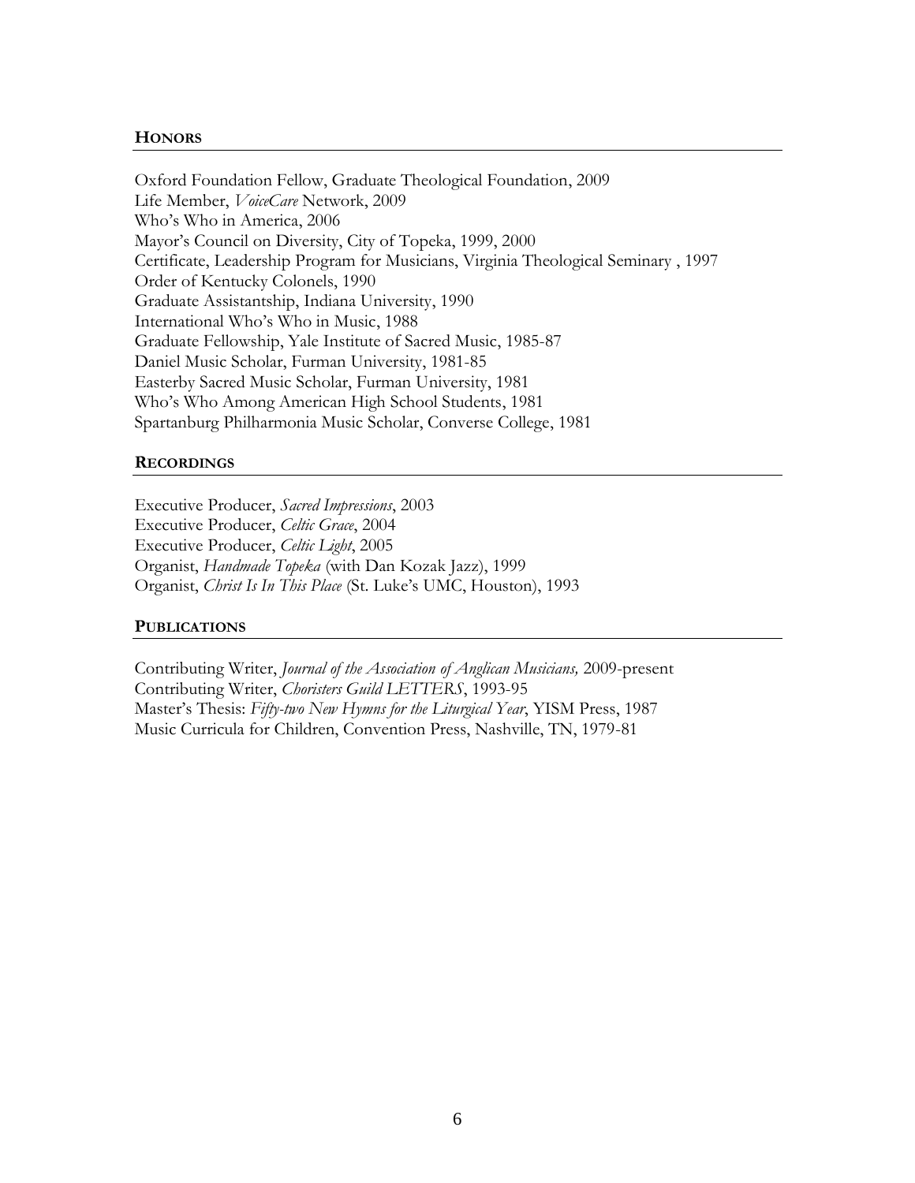## HONORS

Oxford Foundation Fellow, Graduate Theological Foundation, 2009
Life Member, *VoiceCare* Network, 2009
Who's Who in America, 2006
Mayor's Council on Diversity, City of Topeka, 1999, 2000
Certificate, Leadership Program for Musicians, Virginia Theological Seminary , 1997
Order of Kentucky Colonels, 1990
Graduate Assistantship, Indiana University, 1990
International Who's Who in Music, 1988
Graduate Fellowship, Yale Institute of Sacred Music, 1985-87
Daniel Music Scholar, Furman University, 1981-85
Easterby Sacred Music Scholar, Furman University, 1981
Who's Who Among American High School Students, 1981
Spartanburg Philharmonia Music Scholar, Converse College, 1981

## RECORDINGS

Executive Producer, *Sacred Impressions*, 2003
Executive Producer, *Celtic Grace*, 2004
Executive Producer, *Celtic Light*, 2005
Organist, *Handmade Topeka* (with Dan Kozak Jazz), 1999
Organist, *Christ Is In This Place* (St. Luke's UMC, Houston), 1993

## PUBLICATIONS

Contributing Writer, *Journal of the Association of Anglican Musicians,* 2009-present
Contributing Writer, *Choristers Guild LETTERS*, 1993-95
Master's Thesis: *Fifty-two New Hymns for the Liturgical Year*, YISM Press, 1987
Music Curricula for Children, Convention Press, Nashville, TN, 1979-81